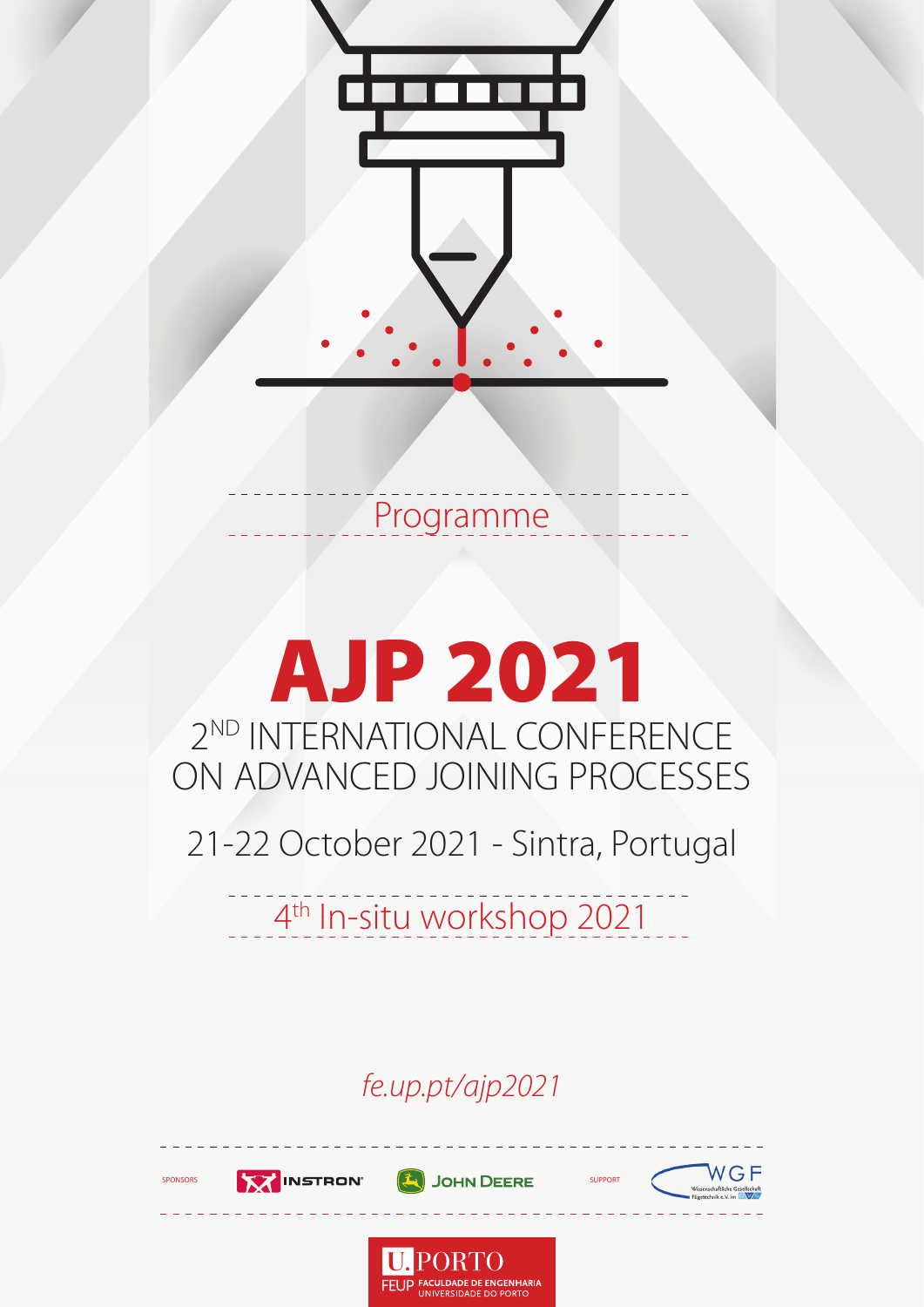Programme

# AJP 2021

## 2ND INTERNATIONAL CONFERENCE ON ADVANCED JOINING PROCESSES

21-22 October 2021 - Sintra, Portugal

4th In-situ workshop 2021

*fe.up.pt/ajp2021*

SPONSORS INSTRON JOHN DEERE

SUPPORT WGF Wissenschaftliche Gesellschaft Fügetechnik e.V. im DVS

U.PORTO FEUP FACULDADE DE ENGENHARIA UNIVERSIDADE DO PORTO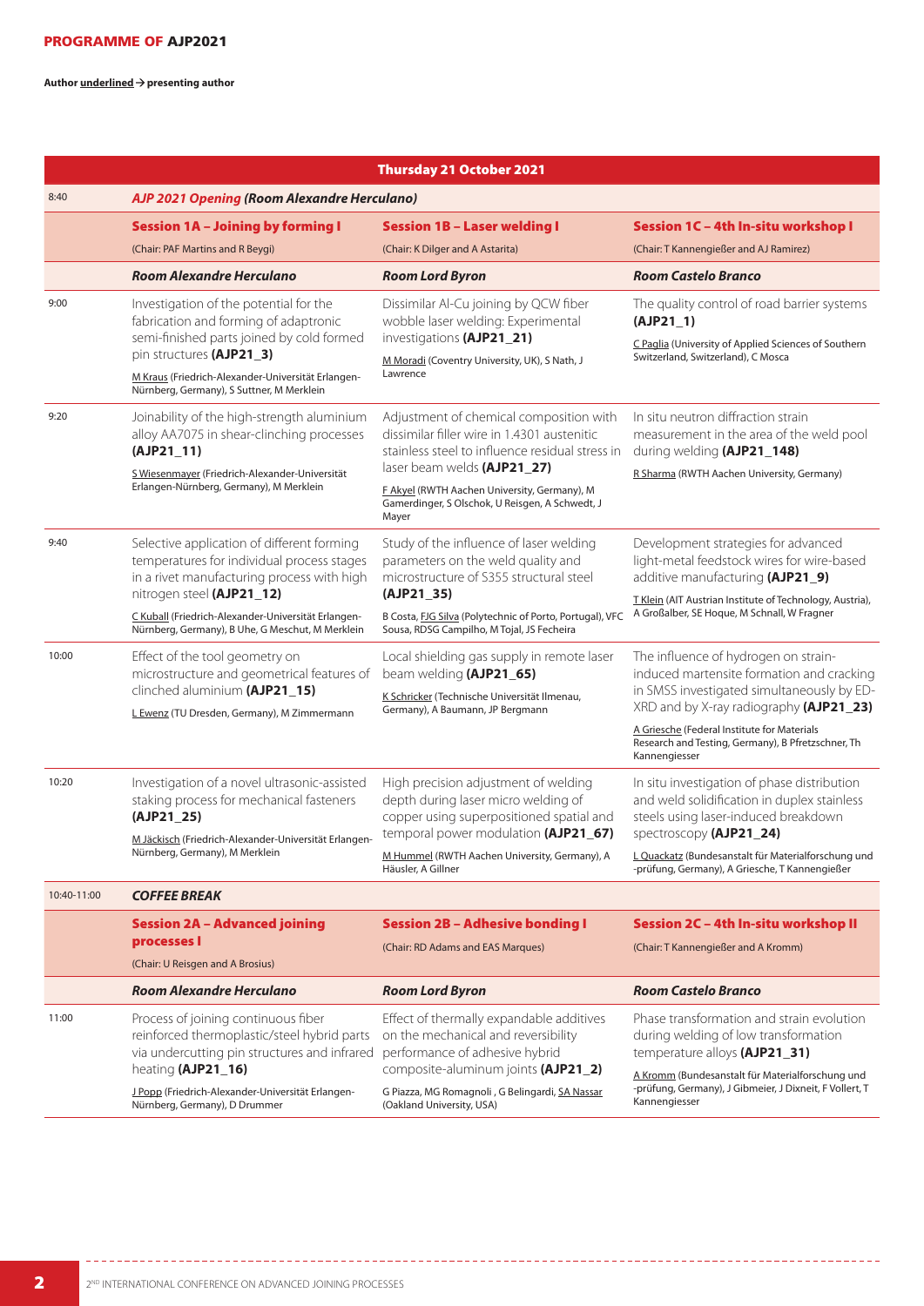## PROGRAMME OF AJP2021

**Author underlined → presenting author**

| Thursday 21 October 2021 | | | |
|---|---|---|---|
| 8:40 | ***AJP 2021 Opening (Room Alexandre Herculano)*** | | |
| | **Session 1A – Joining by forming I** (Chair: PAF Martins and R Beygi) | **Session 1B – Laser welding I** (Chair: K Dilger and A Astarita) | **Session 1C – 4th In-situ workshop I** (Chair: T Kannengießer and AJ Ramirez) |
| | ***Room Alexandre Herculano*** | ***Room Lord Byron*** | ***Room Castelo Branco*** |
| 9:00 | Investigation of the potential for the fabrication and forming of adaptronic semi-finished parts joined by cold formed pin structures **(AJP21_3)** M Kraus (Friedrich-Alexander-Universität Erlangen-Nürnberg, Germany), S Suttner, M Merklein | Dissimilar Al-Cu joining by QCW fiber wobble laser welding: Experimental investigations **(AJP21_21)** M Moradi (Coventry University, UK), S Nath, J Lawrence | The quality control of road barrier systems **(AJP21_1)** C Paglia (University of Applied Sciences of Southern Switzerland, Switzerland), C Mosca |
| 9:20 | Joinability of the high-strength aluminium alloy AA7075 in shear-clinching processes **(AJP21_11)** S Wiesenmayer (Friedrich-Alexander-Universität Erlangen-Nürnberg, Germany), M Merklein | Adjustment of chemical composition with dissimilar filler wire in 1.4301 austenitic stainless steel to influence residual stress in laser beam welds **(AJP21_27)** F Akyel (RWTH Aachen University, Germany), M Gamerdinger, S Olschok, U Reisgen, A Schwedt, J Mayer | In situ neutron diffraction strain measurement in the area of the weld pool during welding **(AJP21_148)** R Sharma (RWTH Aachen University, Germany) |
| 9:40 | Selective application of different forming temperatures for individual process stages in a rivet manufacturing process with high nitrogen steel **(AJP21_12)** C Kuball (Friedrich-Alexander-Universität Erlangen-Nürnberg, Germany), B Uhe, G Meschut, M Merklein | Study of the influence of laser welding parameters on the weld quality and microstructure of S355 structural steel **(AJP21_35)** B Costa, FJG Silva (Polytechnic of Porto, Portugal), VFC Sousa, RDSG Campilho, M Tojal, JS Fecheira | Development strategies for advanced light-metal feedstock wires for wire-based additive manufacturing **(AJP21_9)** T Klein (AIT Austrian Institute of Technology, Austria), A Großalber, SE Hoque, M Schnall, W Fragner |
| 10:00 | Effect of the tool geometry on microstructure and geometrical features of clinched aluminium **(AJP21_15)** L Ewenz (TU Dresden, Germany), M Zimmermann | Local shielding gas supply in remote laser beam welding **(AJP21_65)** K Schricker (Technische Universität Ilmenau, Germany), A Baumann, JP Bergmann | The influence of hydrogen on strain-induced martensite formation and cracking in SMSS investigated simultaneously by ED-XRD and by X-ray radiography **(AJP21_24)** A Griesche (Federal Institute for Materials Research and Testing, Germany), B Pfretzschner, Th Kannengiesser |
| 10:20 | Investigation of a novel ultrasonic-assisted staking process for mechanical fasteners **(AJP21_25)** M Jäckisch (Friedrich-Alexander-Universität Erlangen-Nürnberg, Germany), M Merklein | High precision adjustment of welding depth during laser micro welding of copper using superpositioned spatial and temporal power modulation **(AJP21_67)** M Hummel (RWTH Aachen University, Germany), A Häusler, A Gillner | In situ investigation of phase distribution and weld solidification in duplex stainless steels using laser-induced breakdown spectroscopy **(AJP21_31)** L Quackatz (Bundesanstalt für Materialforschung und -prüfung, Germany), A Griesche, T Kannengießer |
| 10:40-11:00 | ***COFFEE BREAK*** | | |
| | **Session 2A – Advanced joining processes I** (Chair: U Reisgen and A Brosius) | **Session 2B – Adhesive bonding I** (Chair: RD Adams and EAS Marques) | **Session 2C – 4th In-situ workshop II** (Chair: T Kannengießer and A Kromm) |
| | ***Room Alexandre Herculano*** | ***Room Lord Byron*** | ***Room Castelo Branco*** |
| 11:00 | Process of joining continuous fiber reinforced thermoplastic/steel hybrid parts via undercutting pin structures and infrared heating **(AJP21_16)** J Popp (Friedrich-Alexander-Universität Erlangen-Nürnberg, Germany), D Drummer | Effect of thermally expandable additives on the mechanical and reversibility performance of adhesive hybrid composite-aluminum joints **(AJP21_2)** G Piazza, MG Romagnoli , G Belingardi, SA Nassar (Oakland University, USA) | Phase transformation and strain evolution during welding of low transformation temperature alloys **(AJP21_31)** A Kromm (Bundesanstalt für Materialforschung und -prüfung, Germany), J Gibmeier, J Dixneit, F Vollert, T Kannengiesser |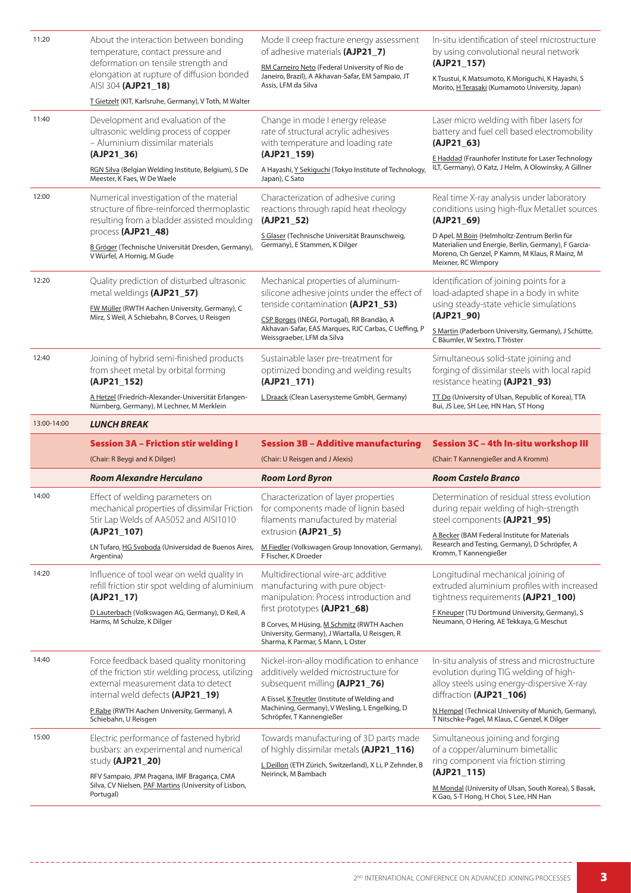| | | | |
|---|---|---|---|
| 11:20 | About the interaction between bonding temperature, contact pressure and deformation on tensile strength and elongation at rupture of diffusion bonded AISI 304 **(AJP21_18)**<br>T Gietzelt (KIT, Karlsruhe, Germany), V Toth, M Walter | Mode II creep fracture energy assessment of adhesive materials **(AJP21_7)**<br>RM Carneiro Neto (Federal University of Rio de Janeiro, Brazil), A Akhavan-Safar, EM Sampaio, JT Assis, LFM da Silva | In-situ identification of steel microstructure by using convolutional neural network **(AJP21_157)**<br>K Tsutsui, K Matsumoto, K Moriguchi, K Hayashi, S Morito, H Terasaki (Kumamoto University, Japan) |
| 11:40 | Development and evaluation of the ultrasonic welding process of copper – Aluminium dissimilar materials **(AJP21_36)**<br>RGN Silva (Belgian Welding Institute, Belgium), S De Meester, K Faes, W De Waele | Change in mode I energy release rate of structural acrylic adhesives with temperature and loading rate **(AJP21_159)**<br>A Hayashi, Y Sekiguchi (Tokyo Institute of Technology, Japan), C Sato | Laser micro welding with fiber lasers for battery and fuel cell based electromobility **(AJP21_63)**<br>E Haddad (Fraunhofer Institute for Laser Technology ILT, Germany), O Katz, J Helm, A Olowinsky, A Gillner |
| 12:00 | Numerical investigation of the material structure of fibre-reinforced thermoplastic resulting from a bladder assisted moulding process **(AJP21_48)**<br>B Gröger (Technische Universität Dresden, Germany), V Würfel, A Hornig, M Gude | Characterization of adhesive curing reactions through rapid heat rheology **(AJP21_52)**<br>S Glaser (Technische Universität Braunschweig, Germany), E Stammen, K Dilger | Real time X-ray analysis under laboratory conditions using high-flux MetalJet sources **(AJP21_69)**<br>D Apel, M Boin (Helmholtz-Zentrum Berlin für Materialien und Energie, Berlin, Germany), F Garcia-Moreno, Ch Genzel, P Kamm, M Klaus, R Mainz, M Meixner, RC Wimpory |
| 12:20 | Quality prediction of disturbed ultrasonic metal weldings **(AJP21_57)**<br>FW Müller (RWTH Aachen University, Germany), C Mirz, S Weil, A Schiebahn, B Corves, U Reisgen | Mechanical properties of aluminum-silicone adhesive joints under the effect of tensile contamination **(AJP21_53)**<br>CSP Borges (INEGI, Portugal), RR Brandão, A Akhavan-Safar, EAS Marques, RJC Carbas, C Ueffing, P Weissgraeber, LFM da Silva | Identification of joining points for a load-adapted shape in a body in white using steady-state vehicle simulations **(AJP21_90)**<br>S Martin (Paderborn University, Germany), J Schütte, C Bäumler, W Sextro, T Tröster |
| 12:40 | Joining of hybrid semi-finished products from sheet metal by orbital forming **(AJP21_152)**<br>A Hetzel (Friedrich-Alexander-Universität Erlangen-Nürnberg, Germany), M Lechner, M Merklein | Sustainable laser pre-treatment for optimized bonding and welding results **(AJP21_171)**<br>L Draack (Clean Lasersysteme GmbH, Germany) | Simultaneous solid-state joining and forging of dissimilar steels with local rapid resistance heating **(AJP21_93)**<br>TT Do (University of Ulsan, Republic of Korea), TTA Bui, JS Lee, SH Lee, HN Han, ST Hong |
| 13:00-14:00 | ***LUNCH BREAK*** | | |
| | **Session 3A – Friction stir welding I** | **Session 3B – Additive manufacturing** | **Session 3C – 4th In-situ workshop III** |
| | (Chair: R Beygi and K Dilger) | (Chair: U Reisgen and J Alexis) | (Chair: T Kannengießer and A Kromm) |
| | ***Room Alexandre Herculano*** | ***Room Lord Byron*** | ***Room Castelo Branco*** |
| 14:00 | Effect of welding parameters on mechanical properties of dissimilar Friction Stir Lap Welds of AA5052 and AISI1010 **(AJP21_107)**<br>LN Tufaro, HG Svoboda (Universidad de Buenos Aires, Argentina) | Characterization of layer properties for components made of lignin based filaments manufactured by material extrusion **(AJP21_5)**<br>M Fiedler (Volkswagen Group Innovation, Germany), F Fischer, K Droeder | Determination of residual stress evolution during repair welding of high-strength steel components **(AJP21_95)**<br>A Becker (BAM Federal Institute for Materials Research and Testing, Germany), D Schröpfer, A Kromm, T Kannengießer |
| 14:20 | Influence of tool wear on weld quality in refill friction stir spot welding of aluminium **(AJP21_17)**<br>D Lauterbach (Volkswagen AG, Germany), D Keil, A Harms, M Schulze, K Dilger | Multidirectional wire-arc additive manufacturing with pure object-manipulation: Process introduction and first prototypes **(AJP21_68)**<br>B Corves, M Hüsing, M Schmitz (RWTH Aachen University, Germany), J Wiartalla, U Reisgen, R Sharma, K Parmar, S Mann, L Oster | Longitudinal mechanical joining of extruded aluminium profiles with increased tightness requirements **(AJP21_100)**<br>F Kneuper (TU Dortmund University, Germany), S Neumann, O Hering, AE Tekkaya, G Meschut |
| 14:40 | Force feedback based quality monitoring of the friction stir welding process, utilizing external measurement data to detect internal weld defects **(AJP21_19)**<br>P Rabe (RWTH Aachen University, Germany), A Schiebahn, U Reisgen | Nickel-iron-alloy modification to enhance additively welded microstructure for subsequent milling **(AJP21_76)**<br>A Eissel, K Treutler (Institute of Welding and Machining, Germany), V Wesling, L Engelking, D Schröpfer, T Kannengießer | In-situ analysis of stress and microstructure evolution during TIG welding of high-alloy steels using energy-dispersive X-ray diffraction **(AJP21_106)**<br>N Hempel (Technical University of Munich, Germany), T Nitschke-Pagel, M Klaus, C Genzel, K Dilger |
| 15:00 | Electric performance of fastened hybrid busbars: an experimental and numerical study **(AJP21_20)**<br>RFV Sampaio, JPM Pragana, IMF Bragança, CMA Silva, CV Nielsen, PAF Martins (University of Lisbon, Portugal) | Towards manufacturing of 3D parts made of highly dissimilar metals **(AJP21_116)**<br>L Deillon (ETH Zürich, Switzerland), X Li, P Zehnder, B Neirinck, M Bambach | Simultaneous joining and forging of a copper/aluminum bimetallic ring component via friction stirring **(AJP21_115)**<br>M Mondal (University of Ulsan, South Korea), S Basak, K Gao, S-T Hong, H Choi, S Lee, HN Han |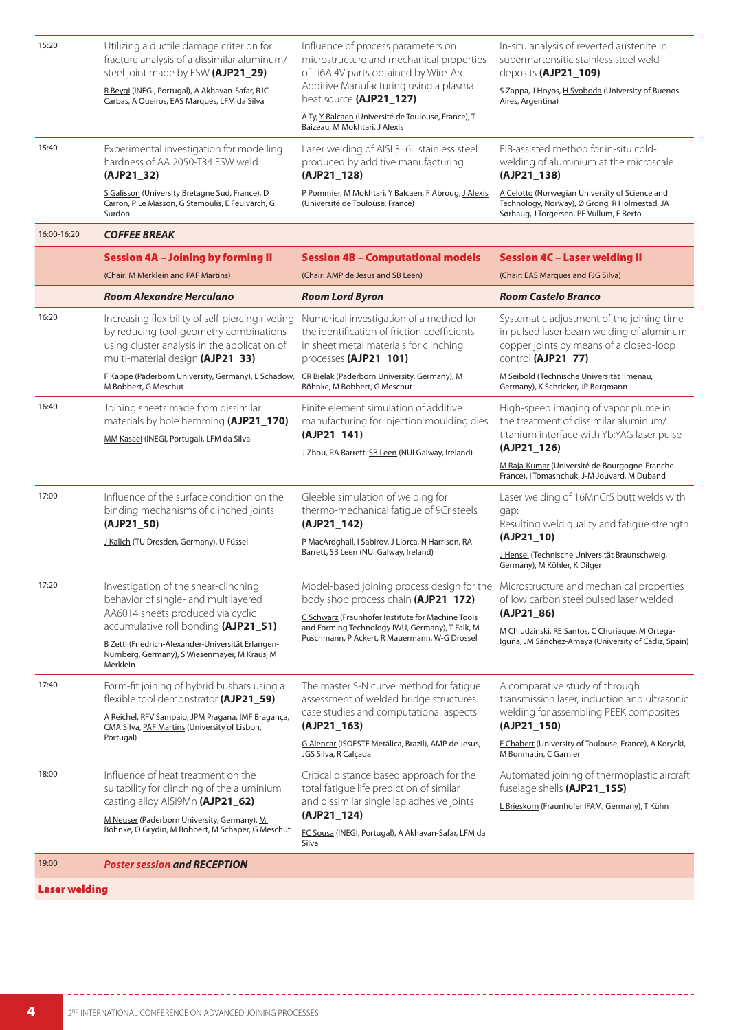| | | | |
|---|---|---|---|
| 15:20 | Utilizing a ductile damage criterion for fracture analysis of a dissimilar aluminum/steel joint made by FSW **(AJP21_29)**<br>R Beygi (INEGI, Portugal), A Akhavan-Safar, RJC Carbas, A Queiros, EAS Marques, LFM da Silva | Influence of process parameters on microstructure and mechanical properties of Ti6Al4V parts obtained by Wire-Arc Additive Manufacturing using a plasma heat source **(AJP21_127)**<br>A Ty, Y Balcaen (Université de Toulouse, France), T Baizeau, M Mokhtari, J Alexis | In-situ analysis of reverted austenite in supermartensitic stainless steel weld deposits **(AJP21_109)**<br>S Zappa, J Hoyos, H Svoboda (University of Buenos Aires, Argentina) |
| 15:40 | Experimental investigation for modelling hardness of AA 2050-T34 FSW weld **(AJP21_32)**<br>S Galisson (University Bretagne Sud, France), D Carron, P Le Masson, G Stamoulis, E Feulvarch, G Surdon | Laser welding of AISI 316L stainless steel produced by additive manufacturing **(AJP21_128)**<br>P Pommier, M Mokhtari, Y Balcaen, F Abroug, J Alexis (Université de Toulouse, France) | FIB-assisted method for in-situ cold-welding of aluminium at the microscale **(AJP21_138)**<br>A Celotto (Norwegian University of Science and Technology, Norway), Ø Grong, R Holmestad, JA Sørhaug, J Torgersen, PE Vullum, F Berto |
| 16:00-16:20 | ***COFFEE BREAK*** | | |
| | **Session 4A – Joining by forming II**<br>(Chair: M Merklein and PAF Martins) | **Session 4B – Computational models**<br>(Chair: AMP de Jesus and SB Leen) | **Session 4C – Laser welding II**<br>(Chair: EAS Marques and FJG Silva) |
| | ***Room Alexandre Herculano*** | ***Room Lord Byron*** | ***Room Castelo Branco*** |
| 16:20 | Increasing flexibility of self-piercing riveting by reducing tool-geometry combinations using cluster analysis in the application of multi-material design **(AJP21_33)**<br>F Kappe (Paderborn University, Germany), L Schadow, M Bobbert, G Meschut | Numerical investigation of a method for the identification of friction coefficients in sheet metal materials for clinching processes **(AJP21_101)**<br>CR Bielak (Paderborn University, Germany), M Böhnke, M Bobbert, G Meschut | Systematic adjustment of the joining time in pulsed laser beam welding of aluminum-copper joints by means of a closed-loop control **(AJP21_77)**<br>M Seibold (Technische Universität Ilmenau, Germany), K Schricker, JP Bergmann |
| 16:40 | Joining sheets made from dissimilar materials by hole hemming **(AJP21_170)**<br>MM Kasaei (INEGI, Portugal), LFM da Silva | Finite element simulation of additive manufacturing for injection moulding dies **(AJP21_141)**<br>J Zhou, RA Barrett, SB Leen (NUI Galway, Ireland) | High-speed imaging of vapor plume in the treatment of dissimilar aluminum/titanium interface with Yb:YAG laser pulse **(AJP21_126)**<br>M Raja-Kumar (Université de Bourgogne-Franche France), I Tomashchuk, J-M Jouvard, M Duband |
| 17:00 | Influence of the surface condition on the binding mechanisms of clinched joints **(AJP21_50)**<br>J Kalich (TU Dresden, Germany), U Füssel | Gleeble simulation of welding for thermo-mechanical fatigue of 9Cr steels **(AJP21_142)**<br>P MacArdghail, I Sabirov, J Llorca, N Harrison, RA Barrett, SB Leen (NUI Galway, Ireland) | Laser welding of 16MnCr5 butt welds with gap:<br>Resulting weld quality and fatigue strength **(AJP21_10)**<br>J Hensel (Technische Universität Braunschweig, Germany), M Köhler, K Dilger |
| 17:20 | Investigation of the shear-clinching behavior of single- and multilayered AA6014 sheets produced via cyclic accumulative roll bonding **(AJP21_51)**<br>B Zettl (Friedrich-Alexander-Universität Erlangen-Nürnberg, Germany), S Wiesenmayer, M Kraus, M Merklein | Model-based joining process design for the body shop process chain **(AJP21_172)**<br>C Schwarz (Fraunhofer Institute for Machine Tools and Forming Technology IWU, Germany), T Falk, M Puschmann, P Ackert, R Mauermann, W-G Drossel | Microstructure and mechanical properties of low carbon steel pulsed laser welded **(AJP21_86)**<br>M Chludzinski, RE Santos, C Churiaque, M Ortega-Iguña, JM Sánchez-Amaya (University of Cádiz, Spain) |
| 17:40 | Form-fit joining of hybrid busbars using a flexible tool demonstrator **(AJP21_59)**<br>A Reichel, RFV Sampaio, JPM Pragana, IMF Bragança, CMA Silva, PAF Martins (University of Lisbon, Portugal) | The master S-N curve method for fatigue assessment of welded bridge structures: case studies and computational aspects **(AJP21_163)**<br>G Alencar (ISOESTE Metálica, Brazil), AMP de Jesus, JGS Silva, R Calçada | A comparative study of through transmission laser, induction and ultrasonic welding for assembling PEEK composites **(AJP21_150)**<br>F Chabert (University of Toulouse, France), A Korycki, M Bonmatin, C Garnier |
| 18:00 | Influence of heat treatment on the suitability for clinching of the aluminium casting alloy AlSi9Mn **(AJP21_62)**<br>M Neuser (Paderborn University, Germany), M Böhnke, O Grydin, M Bobbert, M Schaper, G Meschut | Critical distance based approach for the total fatigue life prediction of similar and dissimilar single lap adhesive joints **(AJP21_124)**<br>FC Sousa (INEGI, Portugal), A Akhavan-Safar, LFM da Silva | Automated joining of thermoplastic aircraft fuselage shells **(AJP21_155)**<br>L Brieskorn (Fraunhofer IFAM, Germany), T Kühn |
| 19:00 | ***Poster session and RECEPTION*** | | |

**Laser welding**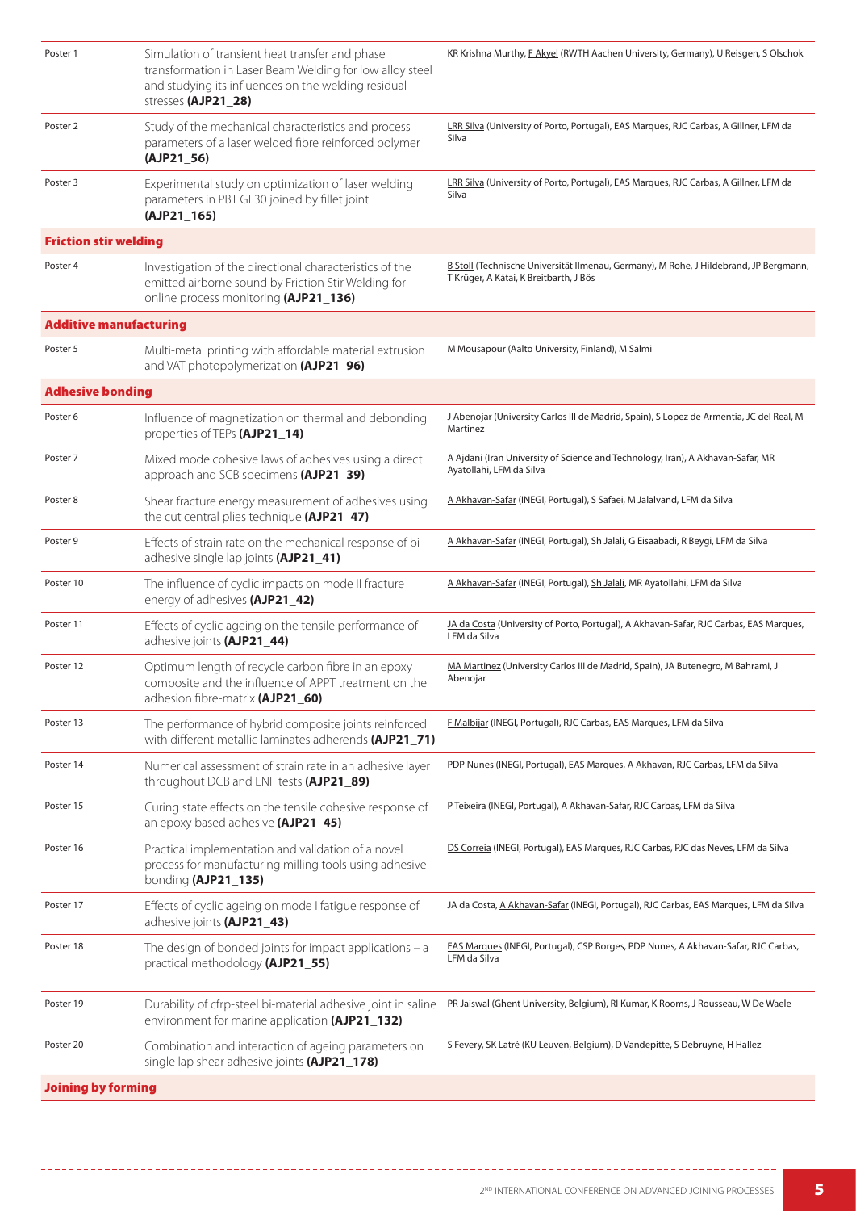| | | |
|---|---|---|
| Poster 1 | Simulation of transient heat transfer and phase transformation in Laser Beam Welding for low alloy steel and studying its influences on the welding residual stresses **(AJP21_28)** | KR Krishna Murthy, F Akyel (RWTH Aachen University, Germany), U Reisgen, S Olschok |
| Poster 2 | Study of the mechanical characteristics and process parameters of a laser welded fibre reinforced polymer **(AJP21_56)** | LRR Silva (University of Porto, Portugal), EAS Marques, RJC Carbas, A Gillner, LFM da Silva |
| Poster 3 | Experimental study on optimization of laser welding parameters in PBT GF30 joined by fillet joint **(AJP21_165)** | LRR Silva (University of Porto, Portugal), EAS Marques, RJC Carbas, A Gillner, LFM da Silva |
| **Friction stir welding** | | |
| Poster 4 | Investigation of the directional characteristics of the emitted airborne sound by Friction Stir Welding for online process monitoring **(AJP21_136)** | B Stoll (Technische Universität Ilmenau, Germany), M Rohe, J Hildebrand, JP Bergmann, T Krüger, A Kátai, K Breitbarth, J Bös |
| **Additive manufacturing** | | |
| Poster 5 | Multi-metal printing with affordable material extrusion and VAT photopolymerization **(AJP21_96)** | M Mousapour (Aalto University, Finland), M Salmi |
| **Adhesive bonding** | | |
| Poster 6 | Influence of magnetization on thermal and debonding properties of TEPs **(AJP21_14)** | J Abenojar (University Carlos III de Madrid, Spain), S Lopez de Armentia, JC del Real, M Martinez |
| Poster 7 | Mixed mode cohesive laws of adhesives using a direct approach and SCB specimens **(AJP21_39)** | A Ajdani (Iran University of Science and Technology, Iran), A Akhavan-Safar, MR Ayatollahi, LFM da Silva |
| Poster 8 | Shear fracture energy measurement of adhesives using the cut central plies technique **(AJP21_47)** | A Akhavan-Safar (INEGI, Portugal), S Safaei, M Jalalvand, LFM da Silva |
| Poster 9 | Effects of strain rate on the mechanical response of bi-adhesive single lap joints **(AJP21_41)** | A Akhavan-Safar (INEGI, Portugal), Sh Jalali, G Eisaabadi, R Beygi, LFM da Silva |
| Poster 10 | The influence of cyclic impacts on mode II fracture energy of adhesives **(AJP21_42)** | A Akhavan-Safar (INEGI, Portugal), Sh Jalali, MR Ayatollahi, LFM da Silva |
| Poster 11 | Effects of cyclic ageing on the tensile performance of adhesive joints **(AJP21_44)** | JA da Costa (University of Porto, Portugal), A Akhavan-Safar, RJC Carbas, EAS Marques, LFM da Silva |
| Poster 12 | Optimum length of recycle carbon fibre in an epoxy composite and the influence of APPT treatment on the adhesion fibre-matrix **(AJP21_60)** | MA Martinez (University Carlos III de Madrid, Spain), JA Butenegro, M Bahrami, J Abenojar |
| Poster 13 | The performance of hybrid composite joints reinforced with different metallic laminates adherends **(AJP21_71)** | F Malbijar (INEGI, Portugal), RJC Carbas, EAS Marques, LFM da Silva |
| Poster 14 | Numerical assessment of strain rate in an adhesive layer throughout DCB and ENF tests **(AJP21_89)** | PDP Nunes (INEGI, Portugal), EAS Marques, A Akhavan, RJC Carbas, LFM da Silva |
| Poster 15 | Curing state effects on the tensile cohesive response of an epoxy based adhesive **(AJP21_45)** | P Teixeira (INEGI, Portugal), A Akhavan-Safar, RJC Carbas, LFM da Silva |
| Poster 16 | Practical implementation and validation of a novel process for manufacturing milling tools using adhesive bonding **(AJP21_135)** | DS Correia (INEGI, Portugal), EAS Marques, RJC Carbas, PJC das Neves, LFM da Silva |
| Poster 17 | Effects of cyclic ageing on mode I fatigue response of adhesive joints **(AJP21_43)** | JA da Costa, A Akhavan-Safar (INEGI, Portugal), RJC Carbas, EAS Marques, LFM da Silva |
| Poster 18 | The design of bonded joints for impact applications – a practical methodology **(AJP21_55)** | EAS Marques (INEGI, Portugal), CSP Borges, PDP Nunes, A Akhavan-Safar, RJC Carbas, LFM da Silva |
| Poster 19 | Durability of cfrp-steel bi-material adhesive joint in saline environment for marine application **(AJP21_132)** | PR Jaiswal (Ghent University, Belgium), RI Kumar, K Rooms, J Rousseau, W De Waele |
| Poster 20 | Combination and interaction of ageing parameters on single lap shear adhesive joints **(AJP21_178)** | S Fevery, SK Latré (KU Leuven, Belgium), D Vandepitte, S Debruyne, H Hallez |
| **Joining by forming** | | |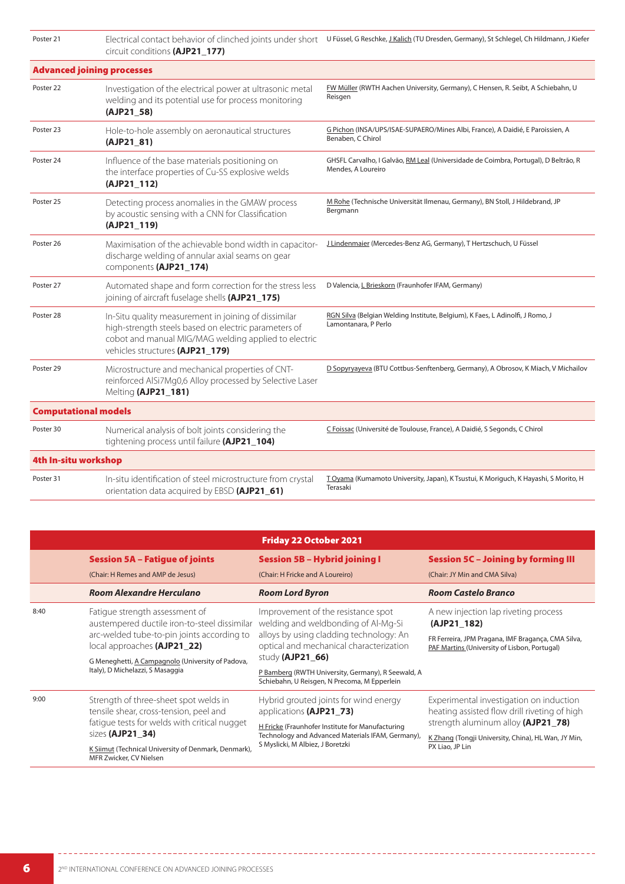| | | |
|---|---|---|
| Poster 21 | Electrical contact behavior of clinched joints under short circuit conditions **(AJP21_177)** | U Füssel, G Reschke, J Kalich (TU Dresden, Germany), St Schlegel, Ch Hildmann, J Kiefer |
| **Advanced joining processes** | | |
| Poster 22 | Investigation of the electrical power at ultrasonic metal welding and its potential use for process monitoring **(AJP21_58)** | FW Müller (RWTH Aachen University, Germany), C Hensen, R. Seibt, A Schiebahn, U Reisgen |
| Poster 23 | Hole-to-hole assembly on aeronautical structures **(AJP21_81)** | G Pichon (INSA/UPS/ISAE-SUPAERO/Mines Albi, France), A Daidié, E Paroissien, A Benaben, C Chirol |
| Poster 24 | Influence of the base materials positioning on the interface properties of Cu-SS explosive welds **(AJP21_112)** | GHSFL Carvalho, I Galvão, RM Leal (Universidade de Coimbra, Portugal), D Beltrão, R Mendes, A Loureiro |
| Poster 25 | Detecting process anomalies in the GMAW process by acoustic sensing with a CNN for Classification **(AJP21_119)** | M Rohe (Technische Universität Ilmenau, Germany), BN Stoll, J Hildebrand, JP Bergmann |
| Poster 26 | Maximisation of the achievable bond width in capacitor-discharge welding of annular axial seams on gear components **(AJP21_174)** | J Lindenmaier (Mercedes-Benz AG, Germany), T Hertzschuch, U Füssel |
| Poster 27 | Automated shape and form correction for the stress less joining of aircraft fuselage shells **(AJP21_175)** | D Valencia, L Brieskorn (Fraunhofer IFAM, Germany) |
| Poster 28 | In-Situ quality measurement in joining of dissimilar high-strength steels based on electric parameters of cobot and manual MIG/MAG welding applied to electric vehicles structures **(AJP21_179)** | RGN Silva (Belgian Welding Institute, Belgium), K Faes, L Adinolfi, J Romo, J Lamontanara, P Perlo |
| Poster 29 | Microstructure and mechanical properties of CNT-reinforced AlSi7Mg0,6 Alloy processed by Selective Laser Melting **(AJP21_181)** | D Sopyryayeva (BTU Cottbus-Senftenberg, Germany), A Obrosov, K Miach, V Michailov |
| **Computational models** | | |
| Poster 30 | Numerical analysis of bolt joints considering the tightening process until failure **(AJP21_104)** | C Foissac (Université de Toulouse, France), A Daidié, S Segonds, C Chirol |
| **4th In-situ workshop** | | |
| Poster 31 | In-situ identification of steel microstructure from crystal orientation data acquired by EBSD **(AJP21_61)** | T Oyama (Kumamoto University, Japan), K Tsustui, K Moriguch, K Hayashi, S Morito, H Terasaki |

| Friday 22 October 2021 | | | |
|---|---|---|---|
| | **Session 5A – Fatigue of joints** (Chair: H Remes and AMP de Jesus) | **Session 5B – Hybrid joining I** (Chair: H Fricke and A Loureiro) | **Session 5C – Joining by forming III** (Chair: JY Min and CMA Silva) |
| | ***Room Alexandre Herculano*** | ***Room Lord Byron*** | ***Room Castelo Branco*** |
| 8:40 | Fatigue strength assessment of austempered ductile iron-to-steel dissimilar arc-welded tube-to-pin joints according to local approaches **(AJP21_22)** G Meneghetti, A Campagnolo (University of Padova, Italy), D Michelazzi, S Masaggia | Improvement of the resistance spot welding and weldbonding of Al-Mg-Si alloys by using cladding technology: An optical and mechanical characterization study **(AJP21_66)** P Bamberg (RWTH University, Germany), R Seewald, A Schiebahn, U Reisgen, N Precoma, M Epperlein | A new injection lap riveting process **(AJP21_182)** FR Ferreira, JPM Pragana, IMF Bragança, CMA Silva, PAF Martins (University of Lisbon, Portugal) |
| 9:00 | Strength of three-sheet spot welds in tensile shear, cross-tension, peel and fatigue tests for welds with critical nugget sizes **(AJP21_34)** K Siimut (Technical University of Denmark, Denmark), MFR Zwicker, CV Nielsen | Hybrid grouted joints for wind energy applications **(AJP21_73)** H Fricke (Fraunhofer Institute for Manufacturing Technology and Advanced Materials IFAM, Germany), S Myslicki, M Albiez, J Boretzki | Experimental investigation on induction heating assisted flow drill riveting of high strength aluminum alloy **(AJP21_78)** K Zhang (Tongji University, China), HL Wan, JY Min, PX Liao, JP Lin |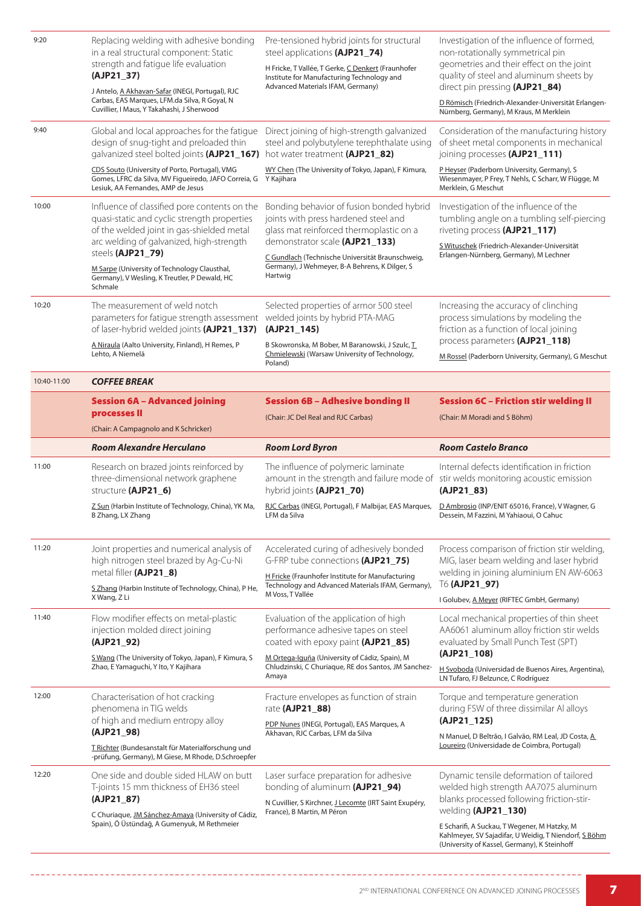| | | | |
|---|---|---|---|
| 9:20 | Replacing welding with adhesive bonding in a real structural component: Static strength and fatigue life evaluation **(AJP21_37)**<br>J Antelo, A Akhavan-Safar (INEGI, Portugal), RJC Carbas, EAS Marques, LFM.da Silva, R Goyal, N Cuvillier, I Maus, Y Takahashi, J Sherwood | Pre-tensioned hybrid joints for structural steel applications **(AJP21_74)**<br>H Fricke, T Vallée, T Gerke, C Denkert (Fraunhofer Institute for Manufacturing Technology and Advanced Materials IFAM, Germany) | Investigation of the influence of formed, non-rotationally symmetrical pin geometries and their effect on the joint quality of steel and aluminum sheets by direct pin pressing **(AJP21_84)**<br>D Römisch (Friedrich-Alexander-Universität Erlangen-Nürnberg, Germany), M Kraus, M Merklein |
| 9:40 | Global and local approaches for the fatigue design of snug-tight and preloaded thin galvanized steel bolted joints **(AJP21_167)**<br>CDS Souto (University of Porto, Portugal), VMG Gomes, LFRC da Silva, MV Figueiredo, JAFO Correia, G Lesiuk, AA Fernandes, AMP de Jesus | Direct joining of high-strength galvanized steel and polybutylene terephthalate using hot water treatment **(AJP21_82)**<br>WY Chen (The University of Tokyo, Japan), F Kimura, Y Kajihara | Consideration of the manufacturing history of sheet metal components in mechanical joining processes **(AJP21_111)**<br>P Heyser (Paderborn University, Germany), S Wiesenmayer, P Frey, T Nehls, C Scharr, W Flügge, M Merklein, G Meschut |
| 10:00 | Influence of classified pore contents on the quasi-static and cyclic strength properties of the welded joint in gas-shielded metal arc welding of galvanized, high-strength steels **(AJP21_79)**<br>M Sarpe (University of Technology Clausthal, Germany), V Wesling, K Treutler, P Dewald, HC Schmale | Bonding behavior of fusion bonded hybrid joints with press hardened steel and glass mat reinforced thermoplastic on a demonstrator scale **(AJP21_133)**<br>C Gundlach (Technische Universität Braunschweig, Germany), J Wehmeyer, B-A Behrens, K Dilger, S Hartwig | Investigation of the influence of the tumbling angle on a tumbling self-piercing riveting process **(AJP21_117)**<br>S Wituschek (Friedrich-Alexander-Universität Erlangen-Nürnberg, Germany), M Lechner |
| 10:20 | The measurement of weld notch parameters for fatigue strength assessment of laser-hybrid welded joints **(AJP21_137)**<br>A Niraula (Aalto University, Finland), H Remes, P Lehto, A Niemelä | Selected properties of armor 500 steel welded joints by hybrid PTA-MAG **(AJP21_145)**<br>B Skowronska, M Bober, M Baranowski, J Szulc, T Chmielewski (Warsaw University of Technology, Poland) | Increasing the accuracy of clinching process simulations by modeling the friction as a function of local joining process parameters **(AJP21_118)**<br>M Rossel (Paderborn University, Germany), G Meschut |
| 10:40-11:00 | ***COFFEE BREAK*** | | |
| | **Session 6A – Advanced joining processes II**<br>(Chair: A Campagnolo and K Schricker) | **Session 6B – Adhesive bonding II**<br>(Chair: JC Del Real and RJC Carbas) | **Session 6C – Friction stir welding II**<br>(Chair: M Moradi and S Böhm) |
| | ***Room Alexandre Herculano*** | ***Room Lord Byron*** | ***Room Castelo Branco*** |
| 11:00 | Research on brazed joints reinforced by three-dimensional network graphene structure **(AJP21_6)**<br>Z Sun (Harbin Institute of Technology, China), YK Ma, B Zhang, LX Zhang | The influence of polymeric laminate amount in the strength and failure mode of hybrid joints **(AJP21_70)**<br>RJC Carbas (INEGI, Portugal), F Malbijar, EAS Marques, LFM da Silva | Internal defects identification in friction stir welds monitoring acoustic emission **(AJP21_83)**<br>D Ambrosio (INP/ENIT 65016, France), V Wagner, G Dessein, M Fazzini, M Yahiaoui, O Cahuc |
| 11:20 | Joint properties and numerical analysis of high nitrogen steel brazed by Ag-Cu-Ni metal filler **(AJP21_8)**<br>S Zhang (Harbin Institute of Technology, China), P He, X Wang, Z Li | Accelerated curing of adhesively bonded G-FRP tube connections **(AJP21_75)**<br>H Fricke (Fraunhofer Institute for Manufacturing Technology and Advanced Materials IFAM, Germany), M Voss, T Vallée | Process comparison of friction stir welding, MIG, laser beam welding and laser hybrid welding in joining aluminium EN AW-6063 T6 **(AJP21_97)**<br>I Golubev, A Meyer (RIFTEC GmbH, Germany) |
| 11:40 | Flow modifier effects on metal-plastic injection molded direct joining **(AJP21_92)**<br>S Wang (The University of Tokyo, Japan), F Kimura, S Zhao, E Yamaguchi, Y Ito, Y Kajihara | Evaluation of the application of high performance adhesive tapes on steel coated with epoxy paint **(AJP21_85)**<br>M Ortega-Iguña (University of Cádiz, Spain), M Chludzinski, C Churiaque, RE dos Santos, JM Sanchez-Amaya | Local mechanical properties of thin sheet AA6061 aluminum alloy friction stir welds evaluated by Small Punch Test (SPT) **(AJP21_108)**<br>H Svoboda (Universidad de Buenos Aires, Argentina), LN Tufaro, FJ Belzunce, C Rodríguez |
| 12:00 | Characterisation of hot cracking phenomena in TIG welds of high and medium entropy alloy **(AJP21_98)**<br>T Richter (Bundesanstalt für Materialforschung und -prüfung, Germany), M Giese, M Rhode, D.Schroepfer | Fracture envelopes as function of strain rate **(AJP21_88)**<br>PDP Nunes (INEGI, Portugal), EAS Marques, A Akhavan, RJC Carbas, LFM da Silva | Torque and temperature generation during FSW of three dissimilar Al alloys **(AJP21_125)**<br>N Manuel, D Beltrão, I Galvão, RM Leal, JD Costa, A Loureiro (Universidade de Coimbra, Portugal) |
| 12:20 | One side and double sided HLAW on butt T-joints 15 mm thickness of EH36 steel **(AJP21_87)**<br>C Churiaque, JM Sánchez-Amaya (University of Cádiz, Spain), Ö Üstündağ, A Gumenyuk, M Rethmeier | Laser surface preparation for adhesive bonding of aluminum **(AJP21_94)**<br>N Cuvillier, S Kirchner, J Lecomte (IRT Saint Exupéry, France), B Martin, M Péron | Dynamic tensile deformation of tailored welded high strength AA7075 aluminum blanks processed following friction-stir-welding **(AJP21_130)**<br>E Scharifi, A Suckau, T Wegener, M Hatzky, M Kahlmeyer, SV Sajadifar, U Weidig, T Niendorf, S Böhm (University of Kassel, Germany), K Steinhoff |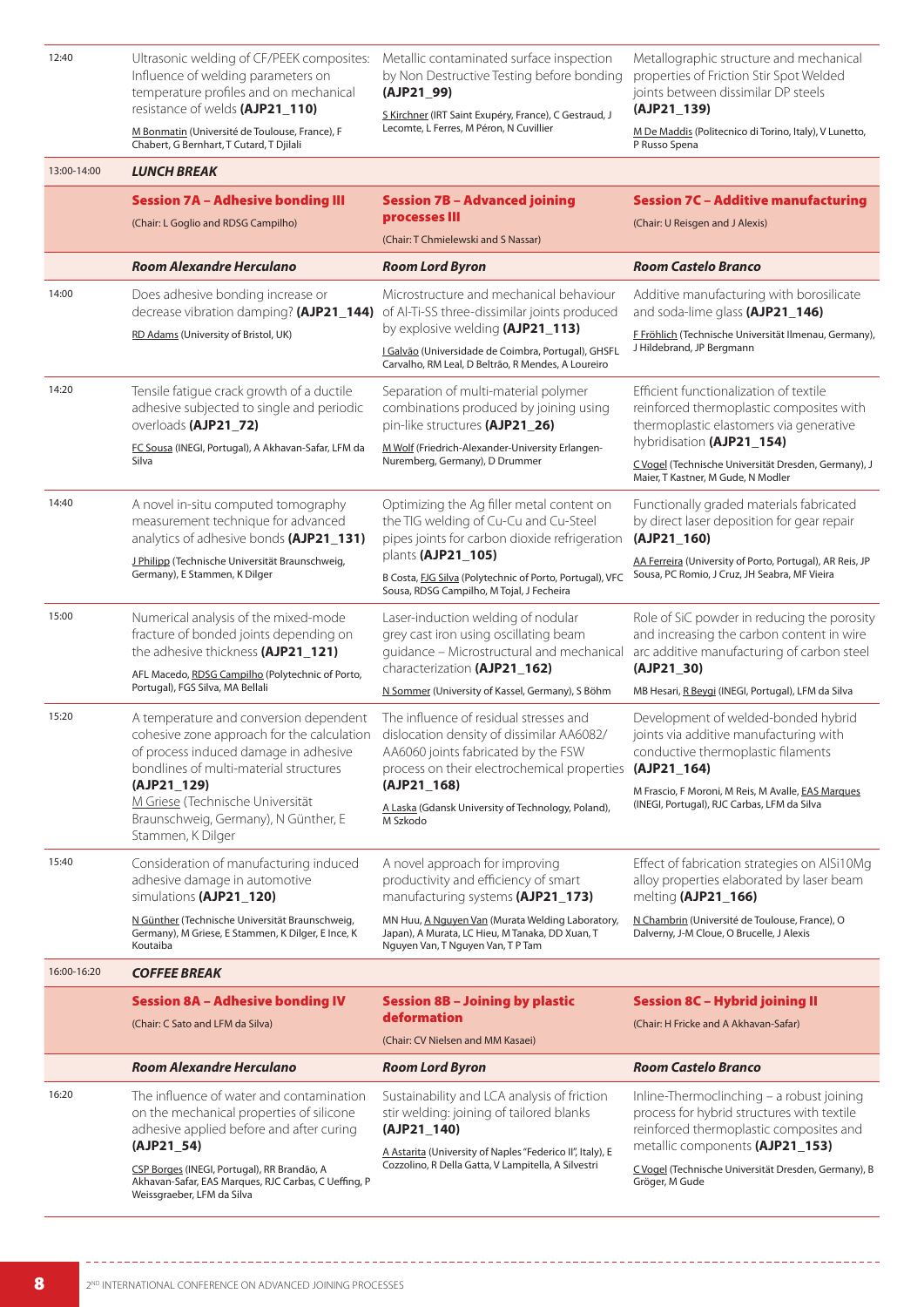| | | | |
|---|---|---|---|
| 12:40 | Ultrasonic welding of CF/PEEK composites: Influence of welding parameters on temperature profiles and on mechanical resistance of welds **(AJP21_110)**<br>M Bonmatin (Université de Toulouse, France), F Chabert, G Bernhart, T Cutard, T Djilali | Metallic contaminated surface inspection by Non Destructive Testing before bonding **(AJP21_99)**<br>S Kirchner (IRT Saint Exupéry, France), C Gestraud, J Lecomte, L Ferres, M Péron, N Cuvillier | Metallographic structure and mechanical properties of Friction Stir Spot Welded joints between dissimilar DP steels **(AJP21_139)**<br>M De Maddis (Politecnico di Torino, Italy), V Lunetto, P Russo Spena |
| 13:00-14:00 | ***LUNCH BREAK*** | | |
| | **Session 7A – Adhesive bonding III**<br>(Chair: L Goglio and RDSG Campilho) | **Session 7B – Advanced joining processes III**<br>(Chair: T Chmielewski and S Nassar) | **Session 7C – Additive manufacturing**<br>(Chair: U Reisgen and J Alexis) |
| | ***Room Alexandre Herculano*** | ***Room Lord Byron*** | ***Room Castelo Branco*** |
| 14:00 | Does adhesive bonding increase or decrease vibration damping? **(AJP21_144)**<br>RD Adams (University of Bristol, UK) | Microstructure and mechanical behaviour of Al-Ti-SS three-dissimilar joints produced by explosive welding **(AJP21_113)**<br>I Galvão (Universidade de Coimbra, Portugal), GHSFL Carvalho, RM Leal, D Beltrão, R Mendes, A Loureiro | Additive manufacturing with borosilicate and soda-lime glass **(AJP21_146)**<br>F Fröhlich (Technische Universität Ilmenau, Germany), J Hildebrand, JP Bergmann |
| 14:20 | Tensile fatigue crack growth of a ductile adhesive subjected to single and periodic overloads **(AJP21_72)**<br>FC Sousa (INEGI, Portugal), A Akhavan-Safar, LFM da Silva | Separation of multi-material polymer combinations produced by joining using pin-like structures **(AJP21_26)**<br>M Wolf (Friedrich-Alexander-University Erlangen-Nuremberg, Germany), D Drummer | Efficient functionalization of textile reinforced thermoplastic composites with thermoplastic elastomers via generative hybridisation **(AJP21_154)**<br>C Vogel (Technische Universität Dresden, Germany), J Maier, T Kastner, M Gude, N Modler |
| 14:40 | A novel in-situ computed tomography measurement technique for advanced analytics of adhesive bonds **(AJP21_131)**<br>J Philipp (Technische Universität Braunschweig, Germany), E Stammen, K Dilger | Optimizing the Ag filler metal content on the TIG welding of Cu-Cu and Cu-Steel pipes joints for carbon dioxide refrigeration plants **(AJP21_105)**<br>B Costa, FJG Silva (Polytechnic of Porto, Portugal), VFC Sousa, RDSG Campilho, M Tojal, J Fecheira | Functionally graded materials fabricated by direct laser deposition for gear repair **(AJP21_160)**<br>AA Ferreira (University of Porto, Portugal), AR Reis, JP Sousa, PC Romio, J Cruz, JH Seabra, MF Vieira |
| 15:00 | Numerical analysis of the mixed-mode fracture of bonded joints depending on the adhesive thickness **(AJP21_121)**<br>AFL Macedo, RDSG Campilho (Polytechnic of Porto, Portugal), FGS Silva, MA Bellali | Laser-induction welding of nodular grey cast iron using oscillating beam guidance – Microstructural and mechanical characterization **(AJP21_162)**<br>N Sommer (University of Kassel, Germany), S Böhm | Role of SiC powder in reducing the porosity and increasing the carbon content in wire arc additive manufacturing of carbon steel **(AJP21_30)**<br>MB Hesari, R Beygi (INEGI, Portugal), LFM da Silva |
| 15:20 | A temperature and conversion dependent cohesive zone approach for the calculation of process induced damage in adhesive bondlines of multi-material structures **(AJP21_129)**<br>M Griese (Technische Universität Braunschweig, Germany), N Günther, E Stammen, K Dilger | The influence of residual stresses and dislocation density of dissimilar AA6082/AA6060 joints fabricated by the FSW process on their electrochemical properties **(AJP21_168)**<br>A Laska (Gdansk University of Technology, Poland), M Szkodo | Development of welded-bonded hybrid joints via additive manufacturing with conductive thermoplastic filaments **(AJP21_164)**<br>M Frascio, F Moroni, M Reis, M Avalle, EAS Marques (INEGI, Portugal), RJC Carbas, LFM da Silva |
| 15:40 | Consideration of manufacturing induced adhesive damage in automotive simulations **(AJP21_120)**<br>N Günther (Technische Universität Braunschweig, Germany), M Griese, E Stammen, K Dilger, E Ince, K Koutaiba | A novel approach for improving productivity and efficiency of smart manufacturing systems **(AJP21_173)**<br>MN Huu, A Nguyen Van (Murata Welding Laboratory, Japan), A Murata, LC Hieu, M Tanaka, DD Xuan, T Nguyen Van, T P Tam | Effect of fabrication strategies on AlSi10Mg alloy properties elaborated by laser beam melting **(AJP21_166)**<br>N Chambrin (Université de Toulouse, France), O Dalverny, J-M Cloue, O Brucelle, J Alexis |
| 16:00-16:20 | ***COFFEE BREAK*** | | |
| | **Session 8A – Adhesive bonding IV**<br>(Chair: C Sato and LFM da Silva) | **Session 8B – Joining by plastic deformation**<br>(Chair: CV Nielsen and MM Kasaei) | **Session 8C – Hybrid joining II**<br>(Chair: H Fricke and A Akhavan-Safar) |
| | ***Room Alexandre Herculano*** | ***Room Lord Byron*** | ***Room Castelo Branco*** |
| 16:20 | The influence of water and contamination on the mechanical properties of silicone adhesive applied before and after curing **(AJP21_54)**<br>CSP Borges (INEGI, Portugal), RR Brandão, A Akhavan-Safar, EAS Marques, RJC Carbas, C Ueffing, P Weissgraeber, LFM da Silva | Sustainability and LCA analysis of friction stir welding: joining of tailored blanks **(AJP21_140)**<br>A Astarita (University of Naples "Federico II", Italy), E Cozzolino, R Della Gatta, V Lampitella, A Silvestri | Inline-Thermoclinching – a robust joining process for hybrid structures with textile reinforced thermoplastic composites and metallic components **(AJP21_153)**<br>C Vogel (Technische Universität Dresden, Germany), B Gröger, M Gude |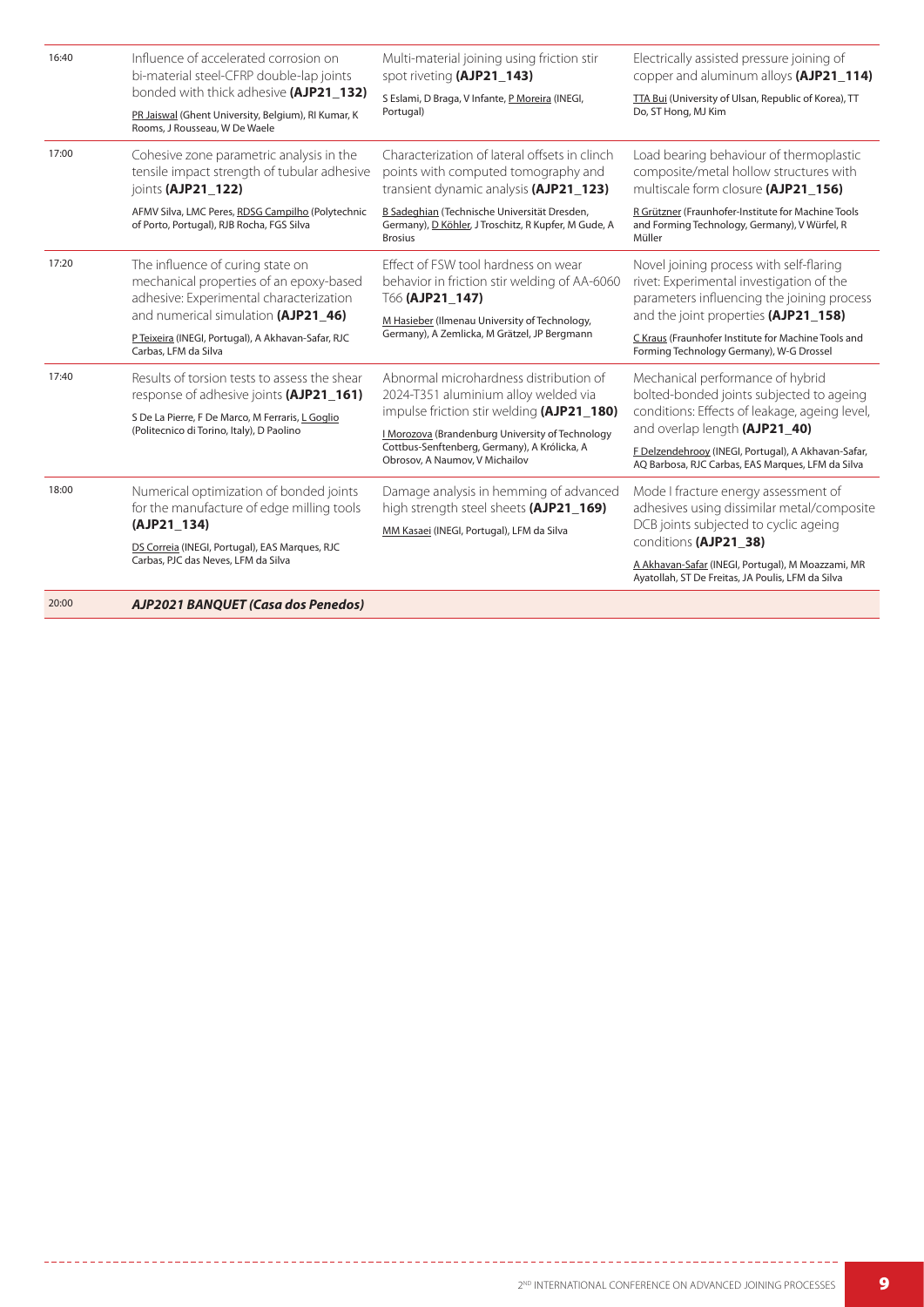| | | | |
|---|---|---|---|
| 16:40 | Influence of accelerated corrosion on bi-material steel-CFRP double-lap joints bonded with thick adhesive **(AJP21_132)**<br><br>PR Jaiswal (Ghent University, Belgium), RI Kumar, K Rooms, J Rousseau, W De Waele | Multi-material joining using friction stir spot riveting **(AJP21_143)**<br><br>S Eslami, D Braga, V Infante, P Moreira (INEGI, Portugal) | Electrically assisted pressure joining of copper and aluminum alloys **(AJP21_114)**<br><br>TTA Bui (University of Ulsan, Republic of Korea), TT Do, ST Hong, MJ Kim |
| 17:00 | Cohesive zone parametric analysis in the tensile impact strength of tubular adhesive joints **(AJP21_122)**<br><br>AFMV Silva, LMC Peres, RDSG Campilho (Polytechnic of Porto, Portugal), RJB Rocha, FGS Silva | Characterization of lateral offsets in clinch points with computed tomography and transient dynamic analysis **(AJP21_123)**<br><br>B Sadeghian (Technische Universität Dresden, Germany), D Köhler, J Troschitz, R Kupfer, M Gude, A Brosius | Load bearing behaviour of thermoplastic composite/metal hollow structures with multiscale form closure **(AJP21_156)**<br><br>R Grützner (Fraunhofer-Institute for Machine Tools and Forming Technology, Germany), V Würfel, R Müller |
| 17:20 | The influence of curing state on mechanical properties of an epoxy-based adhesive: Experimental characterization and numerical simulation **(AJP21_46)**<br><br>P Teixeira (INEGI, Portugal), A Akhavan-Safar, RJC Carbas, LFM da Silva | Effect of FSW tool hardness on wear behavior in friction stir welding of AA-6060 T66 **(AJP21_147)**<br><br>M Hasieber (Ilmenau University of Technology, Germany), A Zemlicka, M Grätzel, JP Bergmann | Novel joining process with self-flaring rivet: Experimental investigation of the parameters influencing the joining process and the joint properties **(AJP21_158)**<br><br>C Kraus (Fraunhofer Institute for Machine Tools and Forming Technology Germany), W-G Drossel |
| 17:40 | Results of torsion tests to assess the shear response of adhesive joints **(AJP21_161)**<br><br>S De La Pierre, F De Marco, M Ferraris, L Goglio (Politecnico di Torino, Italy), D Paolino | Abnormal microhardness distribution of 2024-T351 aluminium alloy welded via impulse friction stir welding **(AJP21_180)**<br><br>I Morozova (Brandenburg University of Technology Cottbus-Senftenberg, Germany), A Królicka, A Obrosov, A Naumov, V Michailov | Mechanical performance of hybrid bolted-bonded joints subjected to ageing conditions: Effects of leakage, ageing level, and overlap length **(AJP21_40)**<br><br>F Delzendehrooy (INEGI, Portugal), A Akhavan-Safar, AQ Barbosa, RJC Carbas, EAS Marques, LFM da Silva |
| 18:00 | Numerical optimization of bonded joints for the manufacture of edge milling tools **(AJP21_134)**<br><br>DS Correia (INEGI, Portugal), EAS Marques, RJC Carbas, PJC das Neves, LFM da Silva | Damage analysis in hemming of advanced high strength steel sheets **(AJP21_169)**<br><br>MM Kasaei (INEGI, Portugal), LFM da Silva | Mode I fracture energy assessment of adhesives using dissimilar metal/composite DCB joints subjected to cyclic ageing conditions **(AJP21_38)**<br><br>A Akhavan-Safar (INEGI, Portugal), M Moazzami, MR Ayatollah, ST De Freitas, JA Poulis, LFM da Silva |
| 20:00 | ***AJP2021 BANQUET (Casa dos Penedos)*** | | |